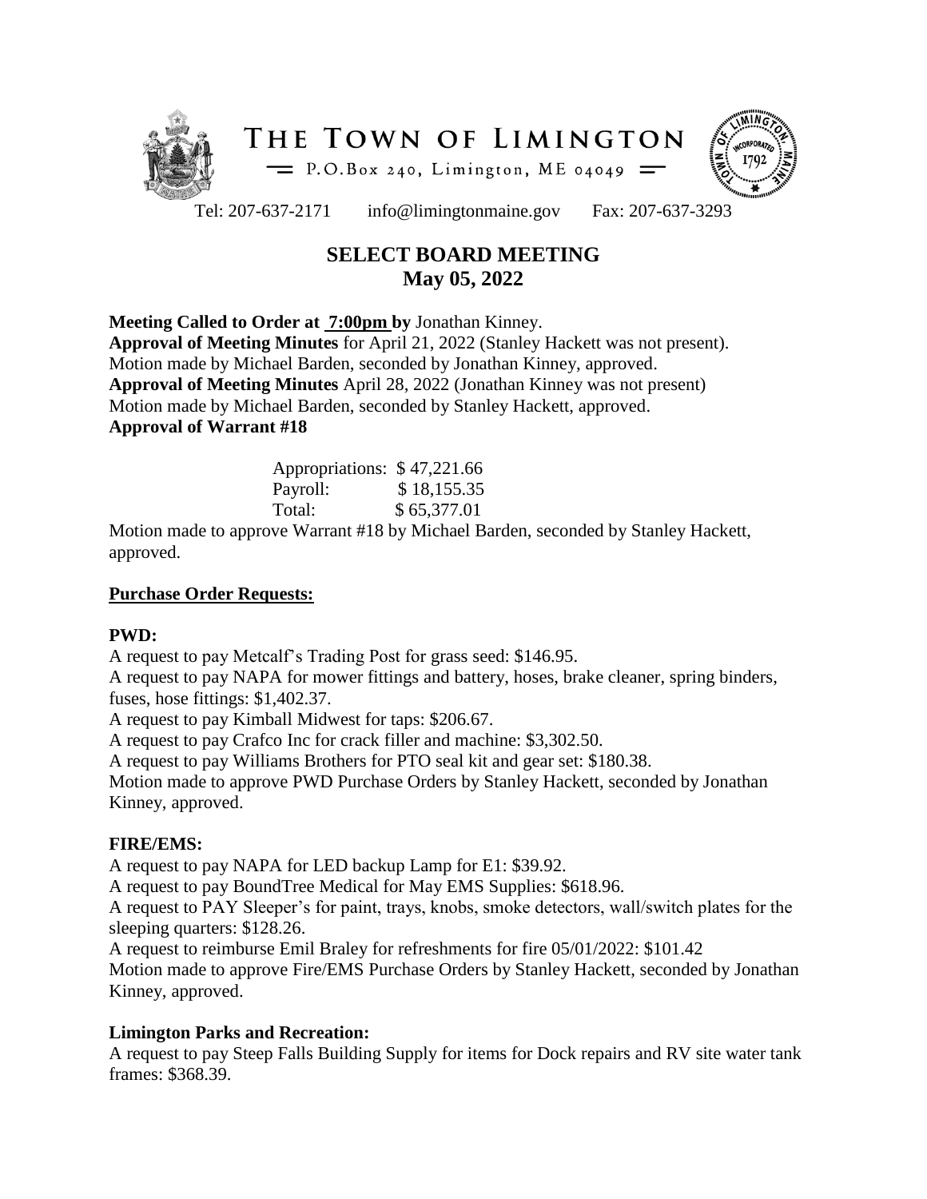# THE TOWN OF LIMINGTON

P.O.Box 240, Limington, ME 04049

Tel: 207-637-2171 info@limingtonmaine.gov Fax: 207-637-3293

## SELECT BOARD MEETING
## May 05, 2022

**Meeting Called to Order at 7:00pm by** Jonathan Kinney.
**Approval of Meeting Minutes** for April 21, 2022 (Stanley Hackett was not present).
Motion made by Michael Barden, seconded by Jonathan Kinney, approved.
**Approval of Meeting Minutes** April 28, 2022 (Jonathan Kinney was not present)
Motion made by Michael Barden, seconded by Stanley Hackett, approved.
**Approval of Warrant #18**

| | |
|---|---|
| Appropriations: | $ 47,221.66 |
| Payroll: | $ 18,155.35 |
| Total: | $ 65,377.01 |

Motion made to approve Warrant #18 by Michael Barden, seconded by Stanley Hackett, approved.

**Purchase Order Requests:**

**PWD:**

A request to pay Metcalf's Trading Post for grass seed: $146.95.
A request to pay NAPA for mower fittings and battery, hoses, brake cleaner, spring binders, fuses, hose fittings: $1,402.37.
A request to pay Kimball Midwest for taps: $206.67.
A request to pay Crafco Inc for crack filler and machine: $3,302.50.
A request to pay Williams Brothers for PTO seal kit and gear set: $180.38.
Motion made to approve PWD Purchase Orders by Stanley Hackett, seconded by Jonathan Kinney, approved.

**FIRE/EMS:**

A request to pay NAPA for LED backup Lamp for E1: $39.92.
A request to pay BoundTree Medical for May EMS Supplies: $618.96.
A request to PAY Sleeper's for paint, trays, knobs, smoke detectors, wall/switch plates for the sleeping quarters: $128.26.
A request to reimburse Emil Braley for refreshments for fire 05/01/2022: $101.42
Motion made to approve Fire/EMS Purchase Orders by Stanley Hackett, seconded by Jonathan Kinney, approved.

**Limington Parks and Recreation:**

A request to pay Steep Falls Building Supply for items for Dock repairs and RV site water tank frames: $368.39.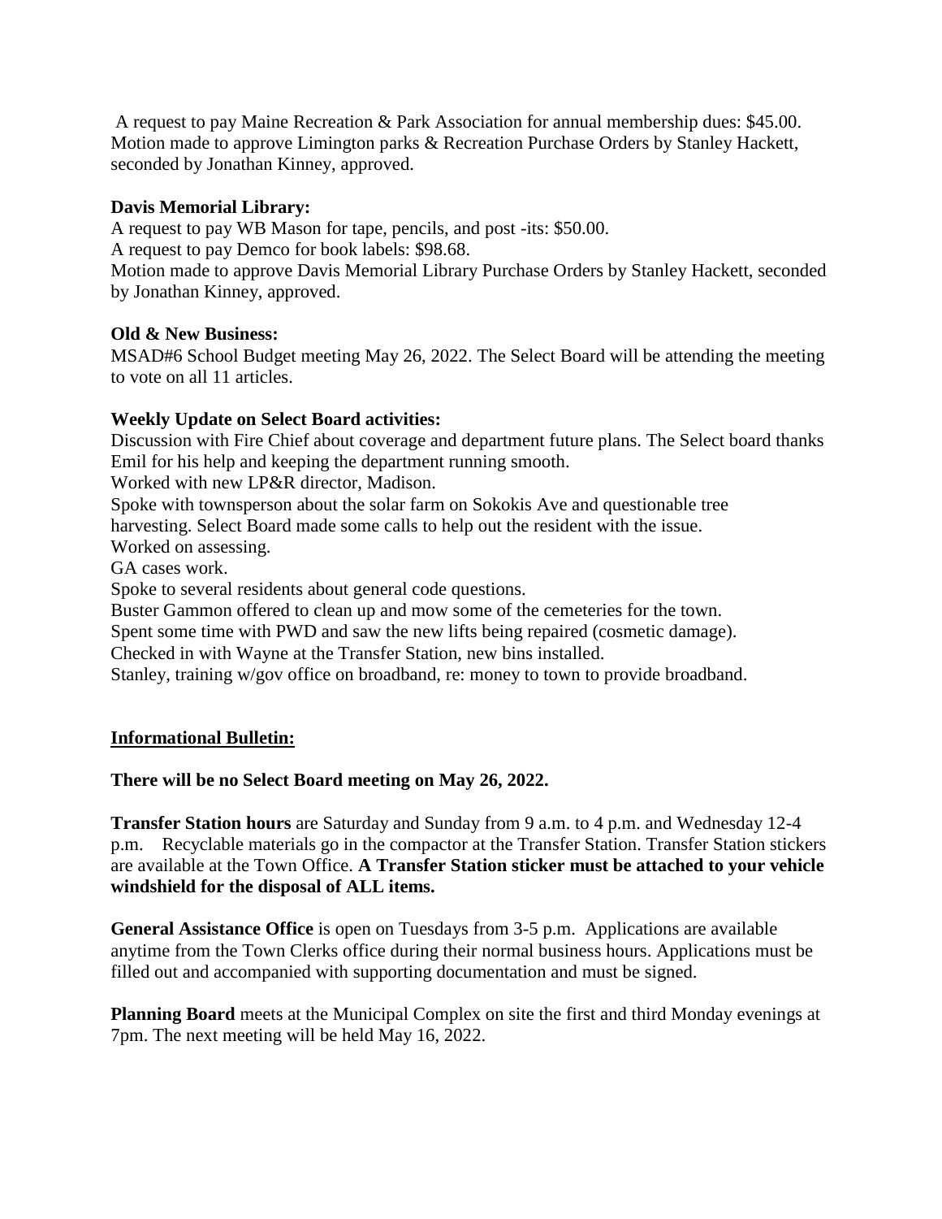A request to pay Maine Recreation & Park Association for annual membership dues: $45.00. Motion made to approve Limington parks & Recreation Purchase Orders by Stanley Hackett, seconded by Jonathan Kinney, approved.

**Davis Memorial Library:**

A request to pay WB Mason for tape, pencils, and post -its: $50.00.
A request to pay Demco for book labels: $98.68.
Motion made to approve Davis Memorial Library Purchase Orders by Stanley Hackett, seconded by Jonathan Kinney, approved.

**Old & New Business:**

MSAD#6 School Budget meeting May 26, 2022. The Select Board will be attending the meeting to vote on all 11 articles.

**Weekly Update on Select Board activities:**

Discussion with Fire Chief about coverage and department future plans. The Select board thanks Emil for his help and keeping the department running smooth.
Worked with new LP&R director, Madison.
Spoke with townsperson about the solar farm on Sokokis Ave and questionable tree harvesting. Select Board made some calls to help out the resident with the issue.
Worked on assessing.
GA cases work.
Spoke to several residents about general code questions.
Buster Gammon offered to clean up and mow some of the cemeteries for the town.
Spent some time with PWD and saw the new lifts being repaired (cosmetic damage).
Checked in with Wayne at the Transfer Station, new bins installed.
Stanley, training w/gov office on broadband, re: money to town to provide broadband.

**Informational Bulletin:**

**There will be no Select Board meeting on May 26, 2022.**

**Transfer Station hours** are Saturday and Sunday from 9 a.m. to 4 p.m. and Wednesday 12-4 p.m. Recyclable materials go in the compactor at the Transfer Station. Transfer Station stickers are available at the Town Office. **A Transfer Station sticker must be attached to your vehicle windshield for the disposal of ALL items.**

**General Assistance Office** is open on Tuesdays from 3-5 p.m. Applications are available anytime from the Town Clerks office during their normal business hours. Applications must be filled out and accompanied with supporting documentation and must be signed.

**Planning Board** meets at the Municipal Complex on site the first and third Monday evenings at 7pm. The next meeting will be held May 16, 2022.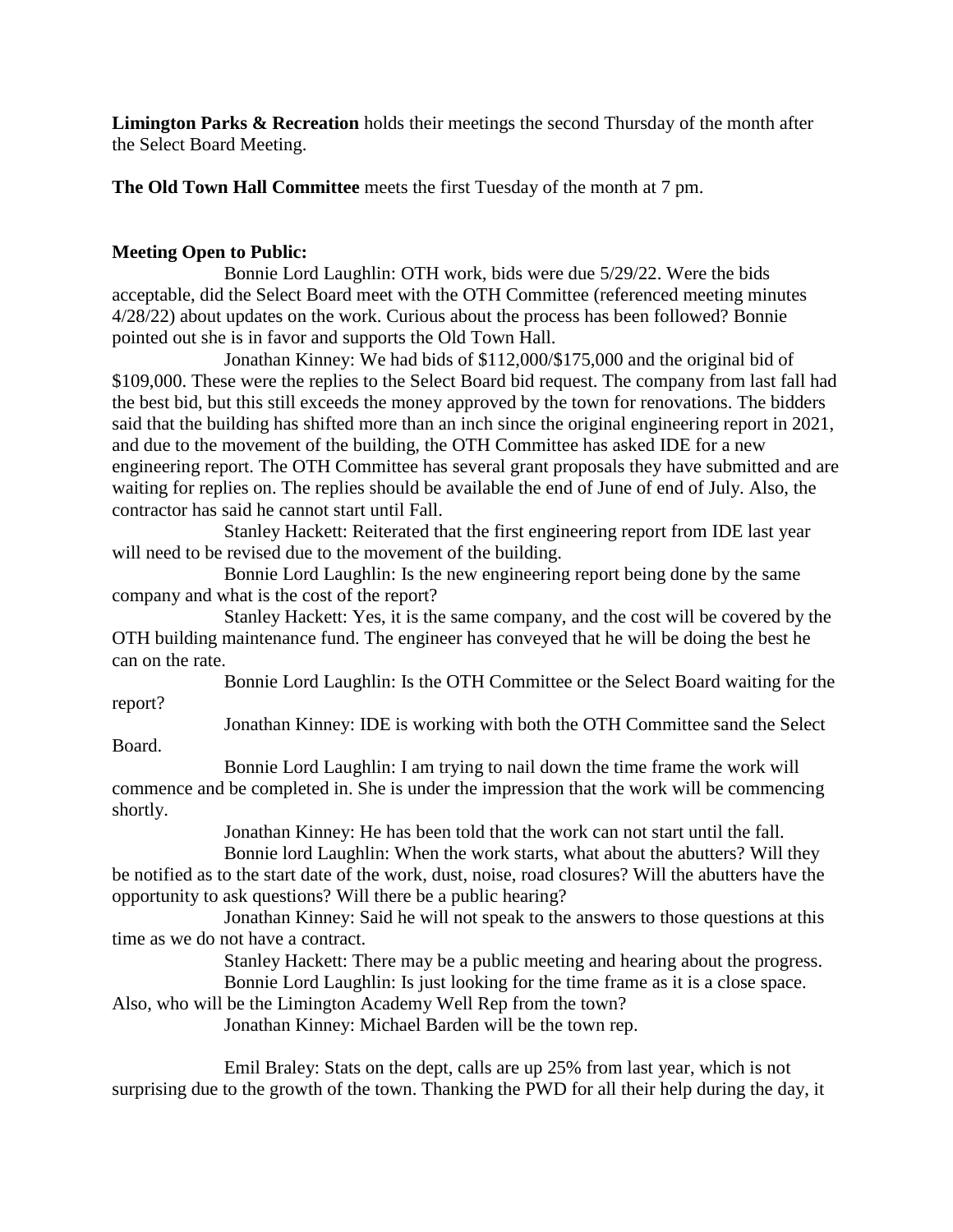**Limington Parks & Recreation** holds their meetings the second Thursday of the month after the Select Board Meeting.

**The Old Town Hall Committee** meets the first Tuesday of the month at 7 pm.

**Meeting Open to Public:**

Bonnie Lord Laughlin: OTH work, bids were due 5/29/22. Were the bids acceptable, did the Select Board meet with the OTH Committee (referenced meeting minutes 4/28/22) about updates on the work. Curious about the process has been followed? Bonnie pointed out she is in favor and supports the Old Town Hall.

Jonathan Kinney: We had bids of $112,000/$175,000 and the original bid of $109,000. These were the replies to the Select Board bid request. The company from last fall had the best bid, but this still exceeds the money approved by the town for renovations. The bidders said that the building has shifted more than an inch since the original engineering report in 2021, and due to the movement of the building, the OTH Committee has asked IDE for a new engineering report. The OTH Committee has several grant proposals they have submitted and are waiting for replies on. The replies should be available the end of June of end of July. Also, the contractor has said he cannot start until Fall.

Stanley Hackett: Reiterated that the first engineering report from IDE last year will need to be revised due to the movement of the building.

Bonnie Lord Laughlin: Is the new engineering report being done by the same company and what is the cost of the report?

Stanley Hackett: Yes, it is the same company, and the cost will be covered by the OTH building maintenance fund. The engineer has conveyed that he will be doing the best he can on the rate.

Bonnie Lord Laughlin: Is the OTH Committee or the Select Board waiting for the report?

Jonathan Kinney: IDE is working with both the OTH Committee sand the Select Board.

Bonnie Lord Laughlin: I am trying to nail down the time frame the work will commence and be completed in. She is under the impression that the work will be commencing shortly.

Jonathan Kinney: He has been told that the work can not start until the fall.

Bonnie lord Laughlin: When the work starts, what about the abutters? Will they be notified as to the start date of the work, dust, noise, road closures? Will the abutters have the opportunity to ask questions? Will there be a public hearing?

Jonathan Kinney: Said he will not speak to the answers to those questions at this time as we do not have a contract.

Stanley Hackett: There may be a public meeting and hearing about the progress.

Bonnie Lord Laughlin: Is just looking for the time frame as it is a close space. Also, who will be the Limington Academy Well Rep from the town?

Jonathan Kinney: Michael Barden will be the town rep.

Emil Braley: Stats on the dept, calls are up 25% from last year, which is not surprising due to the growth of the town. Thanking the PWD for all their help during the day, it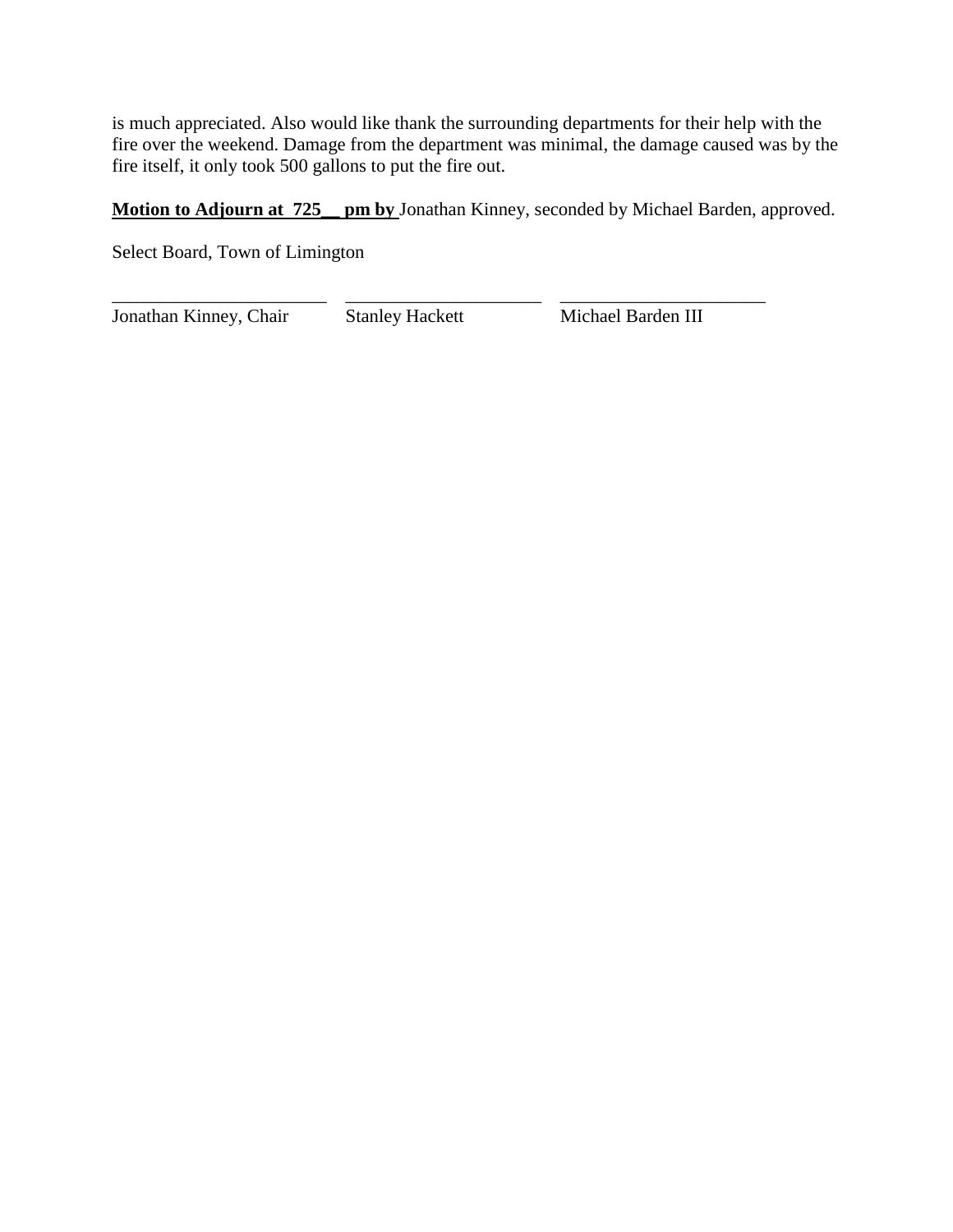is much appreciated. Also would like thank the surrounding departments for their help with the fire over the weekend. Damage from the department was minimal, the damage caused was by the fire itself, it only took 500 gallons to put the fire out.

**Motion to Adjourn at 725__ pm by** Jonathan Kinney, seconded by Michael Barden, approved.

Select Board, Town of Limington

_______________________ _____________________ ______________________

Jonathan Kinney, Chair Stanley Hackett Michael Barden III